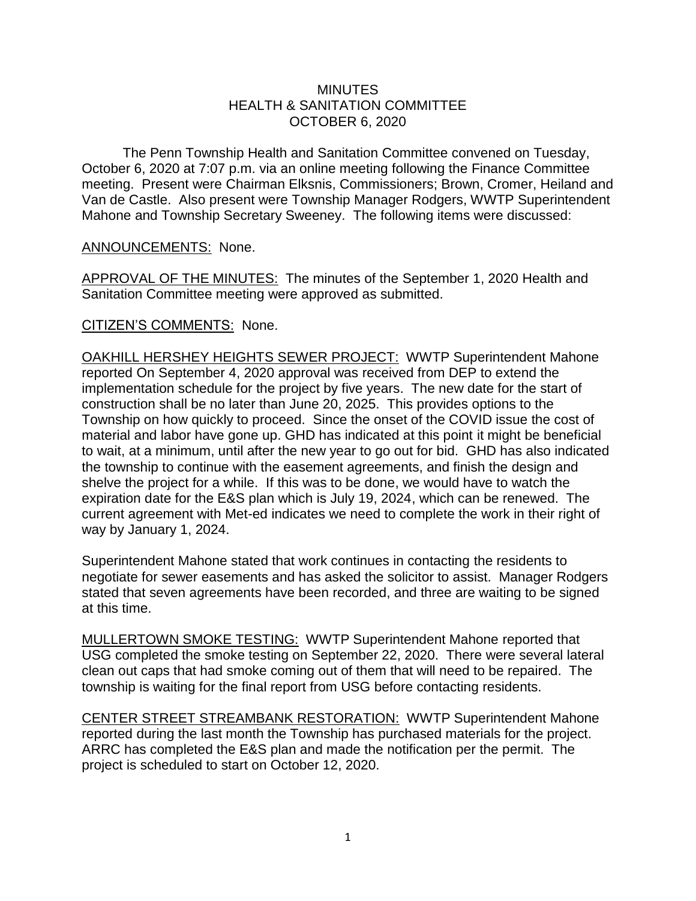# MINUTES
## HEALTH & SANITATION COMMITTEE
## OCTOBER 6, 2020

The Penn Township Health and Sanitation Committee convened on Tuesday, October 6, 2020 at 7:07 p.m. via an online meeting following the Finance Committee meeting. Present were Chairman Elksnis, Commissioners; Brown, Cromer, Heiland and Van de Castle. Also present were Township Manager Rodgers, WWTP Superintendent Mahone and Township Secretary Sweeney. The following items were discussed:

ANNOUNCEMENTS: None.

APPROVAL OF THE MINUTES: The minutes of the September 1, 2020 Health and Sanitation Committee meeting were approved as submitted.

CITIZEN'S COMMENTS: None.

OAKHILL HERSHEY HEIGHTS SEWER PROJECT: WWTP Superintendent Mahone reported On September 4, 2020 approval was received from DEP to extend the implementation schedule for the project by five years. The new date for the start of construction shall be no later than June 20, 2025. This provides options to the Township on how quickly to proceed. Since the onset of the COVID issue the cost of material and labor have gone up. GHD has indicated at this point it might be beneficial to wait, at a minimum, until after the new year to go out for bid. GHD has also indicated the township to continue with the easement agreements, and finish the design and shelve the project for a while. If this was to be done, we would have to watch the expiration date for the E&S plan which is July 19, 2024, which can be renewed. The current agreement with Met-ed indicates we need to complete the work in their right of way by January 1, 2024.

Superintendent Mahone stated that work continues in contacting the residents to negotiate for sewer easements and has asked the solicitor to assist. Manager Rodgers stated that seven agreements have been recorded, and three are waiting to be signed at this time.

MULLERTOWN SMOKE TESTING: WWTP Superintendent Mahone reported that USG completed the smoke testing on September 22, 2020. There were several lateral clean out caps that had smoke coming out of them that will need to be repaired. The township is waiting for the final report from USG before contacting residents.

CENTER STREET STREAMBANK RESTORATION: WWTP Superintendent Mahone reported during the last month the Township has purchased materials for the project. ARRC has completed the E&S plan and made the notification per the permit. The project is scheduled to start on October 12, 2020.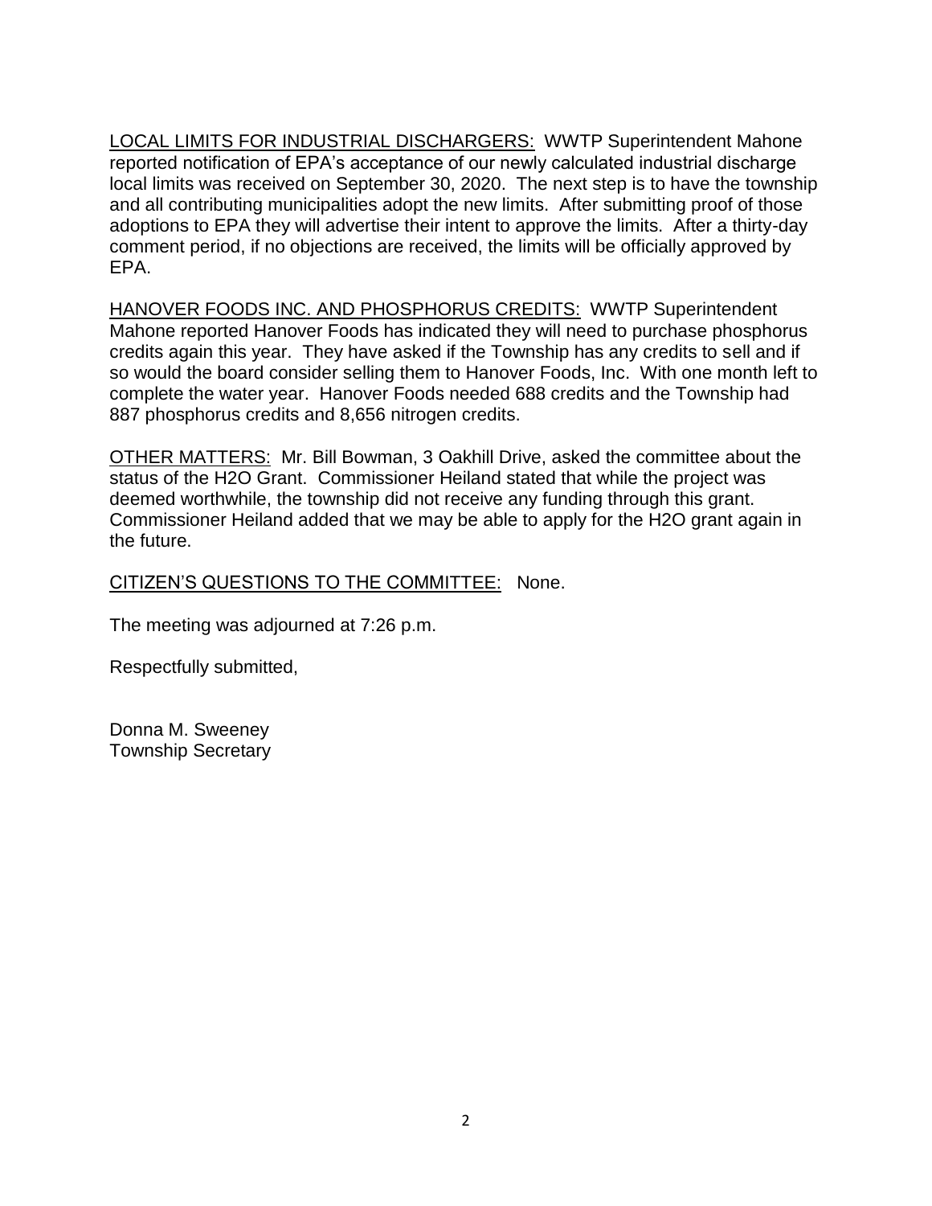LOCAL LIMITS FOR INDUSTRIAL DISCHARGERS: WWTP Superintendent Mahone reported notification of EPA's acceptance of our newly calculated industrial discharge local limits was received on September 30, 2020. The next step is to have the township and all contributing municipalities adopt the new limits. After submitting proof of those adoptions to EPA they will advertise their intent to approve the limits. After a thirty-day comment period, if no objections are received, the limits will be officially approved by EPA.

HANOVER FOODS INC. AND PHOSPHORUS CREDITS: WWTP Superintendent Mahone reported Hanover Foods has indicated they will need to purchase phosphorus credits again this year. They have asked if the Township has any credits to sell and if so would the board consider selling them to Hanover Foods, Inc. With one month left to complete the water year. Hanover Foods needed 688 credits and the Township had 887 phosphorus credits and 8,656 nitrogen credits.

OTHER MATTERS: Mr. Bill Bowman, 3 Oakhill Drive, asked the committee about the status of the H2O Grant. Commissioner Heiland stated that while the project was deemed worthwhile, the township did not receive any funding through this grant. Commissioner Heiland added that we may be able to apply for the H2O grant again in the future.

CITIZEN'S QUESTIONS TO THE COMMITTEE: None.

The meeting was adjourned at 7:26 p.m.

Respectfully submitted,

Donna M. Sweeney
Township Secretary